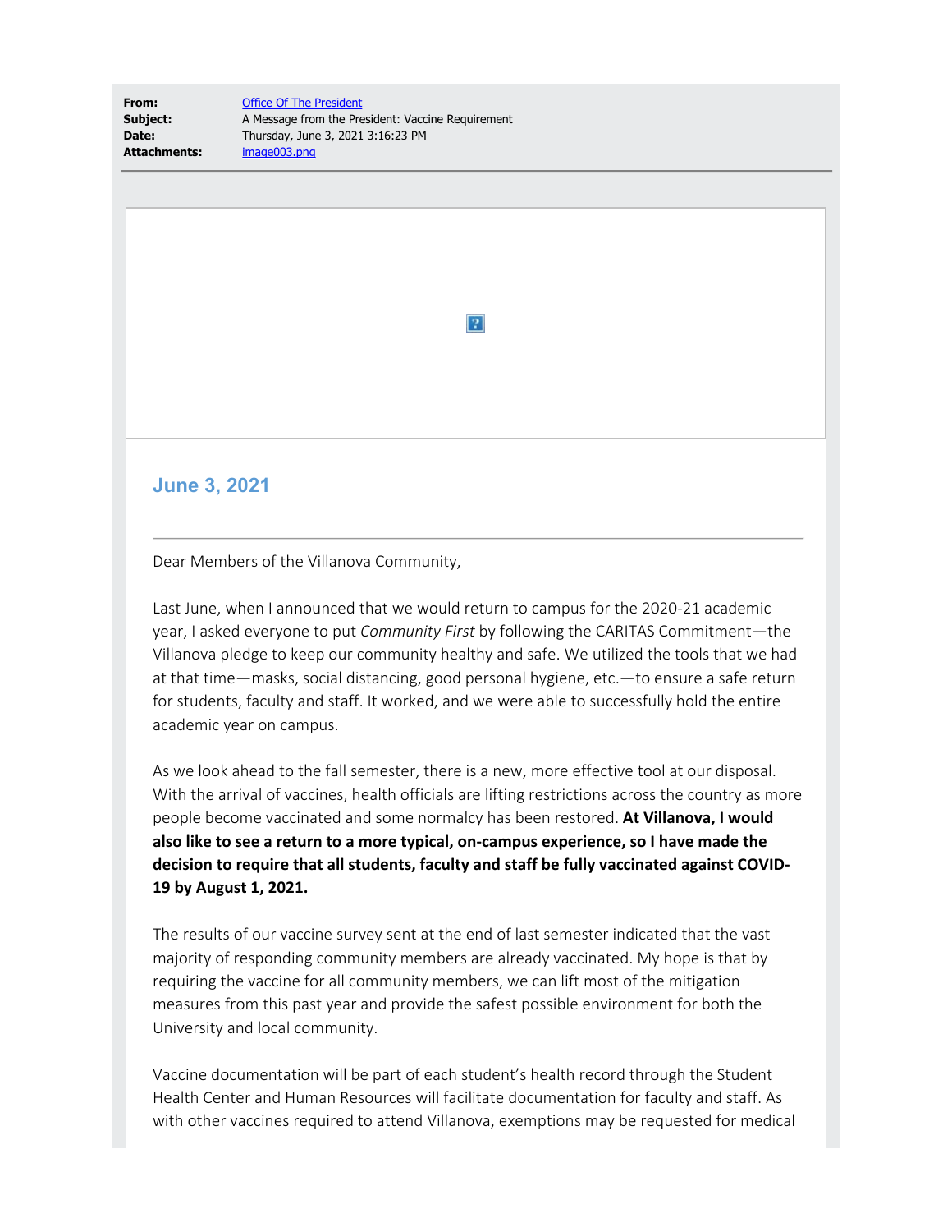| | |
|---|---|
| **From:** | Office Of The President |
| **Subject:** | A Message from the President: Vaccine Requirement |
| **Date:** | Thursday, June 3, 2021 3:16:23 PM |
| **Attachments:** | image003.png |

## June 3, 2021

Dear Members of the Villanova Community,

Last June, when I announced that we would return to campus for the 2020-21 academic year, I asked everyone to put *Community First* by following the CARITAS Commitment—the Villanova pledge to keep our community healthy and safe. We utilized the tools that we had at that time—masks, social distancing, good personal hygiene, etc.—to ensure a safe return for students, faculty and staff. It worked, and we were able to successfully hold the entire academic year on campus.

As we look ahead to the fall semester, there is a new, more effective tool at our disposal. With the arrival of vaccines, health officials are lifting restrictions across the country as more people become vaccinated and some normalcy has been restored. **At Villanova, I would also like to see a return to a more typical, on-campus experience, so I have made the decision to require that all students, faculty and staff be fully vaccinated against COVID-19 by August 1, 2021.**

The results of our vaccine survey sent at the end of last semester indicated that the vast majority of responding community members are already vaccinated. My hope is that by requiring the vaccine for all community members, we can lift most of the mitigation measures from this past year and provide the safest possible environment for both the University and local community.

Vaccine documentation will be part of each student's health record through the Student Health Center and Human Resources will facilitate documentation for faculty and staff. As with other vaccines required to attend Villanova, exemptions may be requested for medical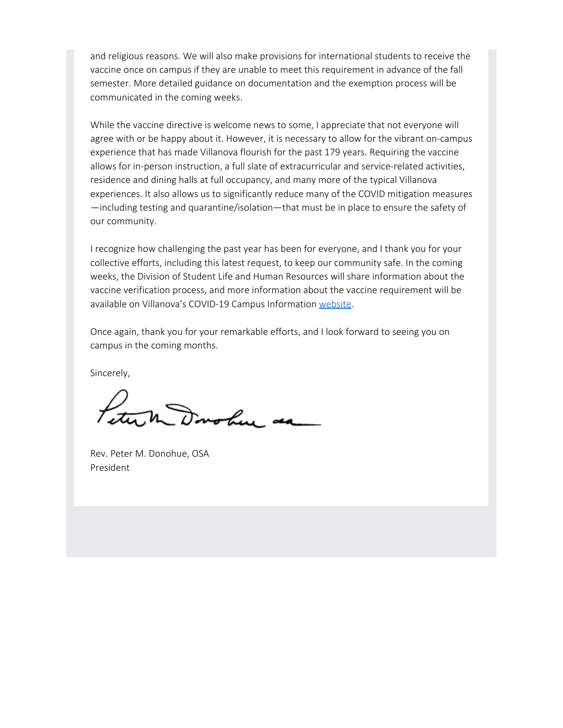and religious reasons. We will also make provisions for international students to receive the vaccine once on campus if they are unable to meet this requirement in advance of the fall semester. More detailed guidance on documentation and the exemption process will be communicated in the coming weeks.

While the vaccine directive is welcome news to some, I appreciate that not everyone will agree with or be happy about it. However, it is necessary to allow for the vibrant on-campus experience that has made Villanova flourish for the past 179 years. Requiring the vaccine allows for in-person instruction, a full slate of extracurricular and service-related activities, residence and dining halls at full occupancy, and many more of the typical Villanova experiences. It also allows us to significantly reduce many of the COVID mitigation measures —including testing and quarantine/isolation—that must be in place to ensure the safety of our community.

I recognize how challenging the past year has been for everyone, and I thank you for your collective efforts, including this latest request, to keep our community safe. In the coming weeks, the Division of Student Life and Human Resources will share information about the vaccine verification process, and more information about the vaccine requirement will be available on Villanova's COVID-19 Campus Information website.

Once again, thank you for your remarkable efforts, and I look forward to seeing you on campus in the coming months.

Sincerely,

Rev. Peter M. Donohue, OSA
President